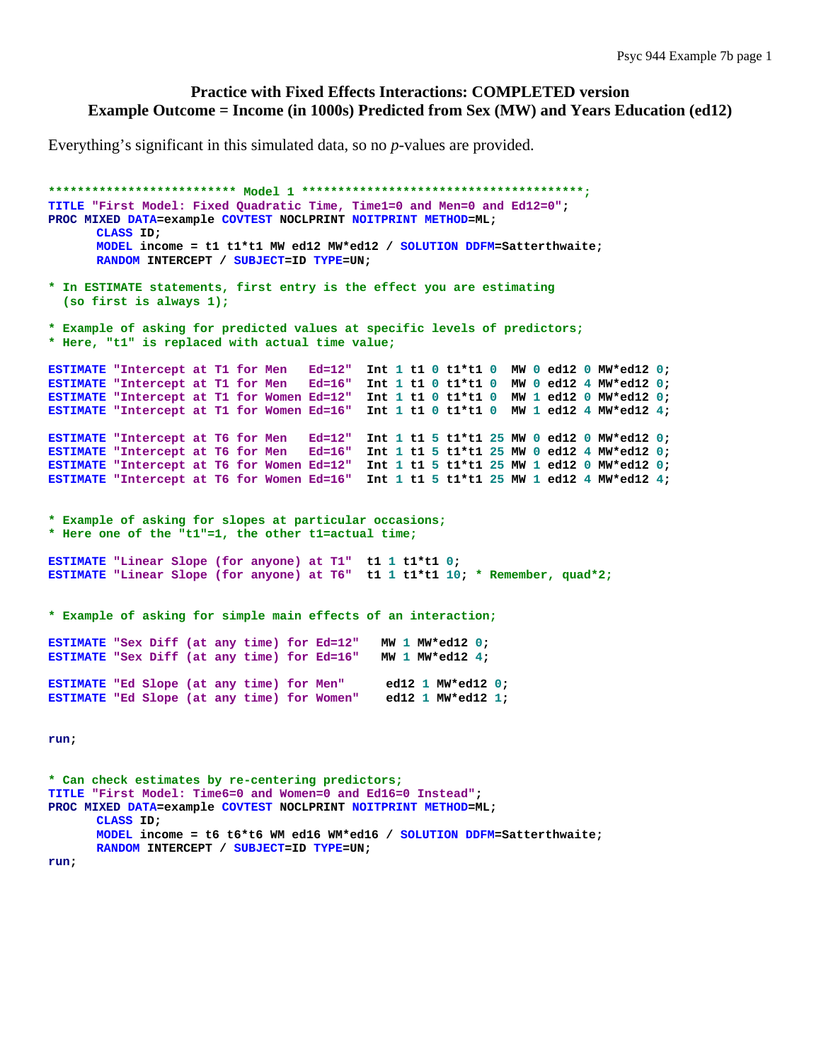# Practice with Fixed Effects Interactions: COMPLETED version
## Example Outcome = Income (in 1000s) Predicted from Sex (MW) and Years Education (ed12)

Everything's significant in this simulated data, so no *p*-values are provided.

```
************************** Model 1 ***************************************;
TITLE "First Model: Fixed Quadratic Time, Time1=0 and Men=0 and Ed12=0";
PROC MIXED DATA=example COVTEST NOCLPRINT NOITPRINT METHOD=ML;
      CLASS ID;
      MODEL income = t1 t1*t1 MW ed12 MW*ed12 / SOLUTION DDFM=Satterthwaite;
      RANDOM INTERCEPT / SUBJECT=ID TYPE=UN;

* In ESTIMATE statements, first entry is the effect you are estimating
  (so first is always 1);

* Example of asking for predicted values at specific levels of predictors;
* Here, "t1" is replaced with actual time value;

ESTIMATE "Intercept at T1 for Men   Ed=12"  Int 1 t1 0 t1*t1 0  MW 0 ed12 0 MW*ed12 0;
ESTIMATE "Intercept at T1 for Men   Ed=16"  Int 1 t1 0 t1*t1 0  MW 0 ed12 4 MW*ed12 0;
ESTIMATE "Intercept at T1 for Women Ed=12"  Int 1 t1 0 t1*t1 0  MW 1 ed12 0 MW*ed12 0;
ESTIMATE "Intercept at T1 for Women Ed=16"  Int 1 t1 0 t1*t1 0  MW 1 ed12 4 MW*ed12 4;

ESTIMATE "Intercept at T6 for Men   Ed=12"  Int 1 t1 5 t1*t1 25 MW 0 ed12 0 MW*ed12 0;
ESTIMATE "Intercept at T6 for Men   Ed=16"  Int 1 t1 5 t1*t1 25 MW 0 ed12 4 MW*ed12 0;
ESTIMATE "Intercept at T6 for Women Ed=12"  Int 1 t1 5 t1*t1 25 MW 1 ed12 0 MW*ed12 0;
ESTIMATE "Intercept at T6 for Women Ed=16"  Int 1 t1 5 t1*t1 25 MW 1 ed12 4 MW*ed12 4;


* Example of asking for slopes at particular occasions;
* Here one of the "t1"=1, the other t1=actual time;

ESTIMATE "Linear Slope (for anyone) at T1"  t1 1 t1*t1 0;
ESTIMATE "Linear Slope (for anyone) at T6"  t1 1 t1*t1 10; * Remember, quad*2;


* Example of asking for simple main effects of an interaction;

ESTIMATE "Sex Diff (at any time) for Ed=12"   MW 1 MW*ed12 0;
ESTIMATE "Sex Diff (at any time) for Ed=16"   MW 1 MW*ed12 4;

ESTIMATE "Ed Slope (at any time) for Men"      ed12 1 MW*ed12 0;
ESTIMATE "Ed Slope (at any time) for Women"    ed12 1 MW*ed12 1;


run;


* Can check estimates by re-centering predictors;
TITLE "First Model: Time6=0 and Women=0 and Ed16=0 Instead";
PROC MIXED DATA=example COVTEST NOCLPRINT NOITPRINT METHOD=ML;
      CLASS ID;
      MODEL income = t6 t6*t6 WM ed16 WM*ed16 / SOLUTION DDFM=Satterthwaite;
      RANDOM INTERCEPT / SUBJECT=ID TYPE=UN;
run;
```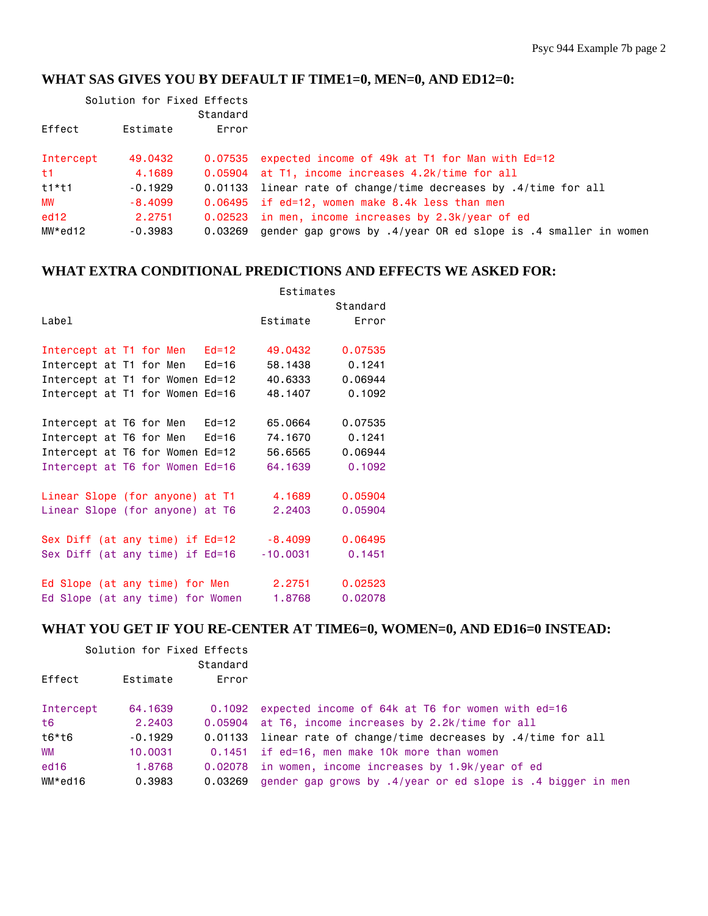## WHAT SAS GIVES YOU BY DEFAULT IF TIME1=0, MEN=0, AND ED12=0:

```
       Solution for Fixed Effects
                          Standard
Effect       Estimate        Error

Intercept     49.0432      0.07535  expected income of 49k at T1 for Man with Ed=12
t1             4.1689      0.05904  at T1, income increases 4.2k/time for all
t1*t1         -0.1929      0.01133  linear rate of change/time decreases by .4/time for all
MW            -8.4099      0.06495  if ed=12, women make 8.4k less than men
ed12           2.2751      0.02523  in men, income increases by 2.3k/year of ed
MW*ed12       -0.3983      0.03269  gender gap grows by .4/year OR ed slope is .4 smaller in women
```

## WHAT EXTRA CONDITIONAL PREDICTIONS AND EFFECTS WE ASKED FOR:

```
                                         Estimates
                                                  Standard
Label                                  Estimate      Error

Intercept at T1 for Men   Ed=12         49.0432    0.07535
Intercept at T1 for Men   Ed=16         58.1438     0.1241
Intercept at T1 for Women Ed=12         40.6333    0.06944
Intercept at T1 for Women Ed=16         48.1407     0.1092

Intercept at T6 for Men   Ed=12         65.0664    0.07535
Intercept at T6 for Men   Ed=16         74.1670     0.1241
Intercept at T6 for Women Ed=12         56.6565    0.06944
Intercept at T6 for Women Ed=16         64.1639     0.1092

Linear Slope (for anyone) at T1          4.1689    0.05904
Linear Slope (for anyone) at T6          2.2403    0.05904

Sex Diff (at any time) if Ed=12         -8.4099    0.06495
Sex Diff (at any time) if Ed=16        -10.0031     0.1451

Ed Slope (at any time) for Men           2.2751    0.02523
Ed Slope (at any time) for Women         1.8768    0.02078
```

## WHAT YOU GET IF YOU RE-CENTER AT TIME6=0, WOMEN=0, AND ED16=0 INSTEAD:

```
       Solution for Fixed Effects
                          Standard
Effect       Estimate        Error

Intercept     64.1639       0.1092  expected income of 64k at T6 for women with ed=16
t6             2.2403      0.05904  at T6, income increases by 2.2k/time for all
t6*t6         -0.1929      0.01133  linear rate of change/time decreases by .4/time for all
WM            10.0031       0.1451  if ed=16, men make 10k more than women
ed16           1.8768      0.02078  in women, income increases by 1.9k/year of ed
WM*ed16        0.3983      0.03269  gender gap grows by .4/year or ed slope is .4 bigger in men
```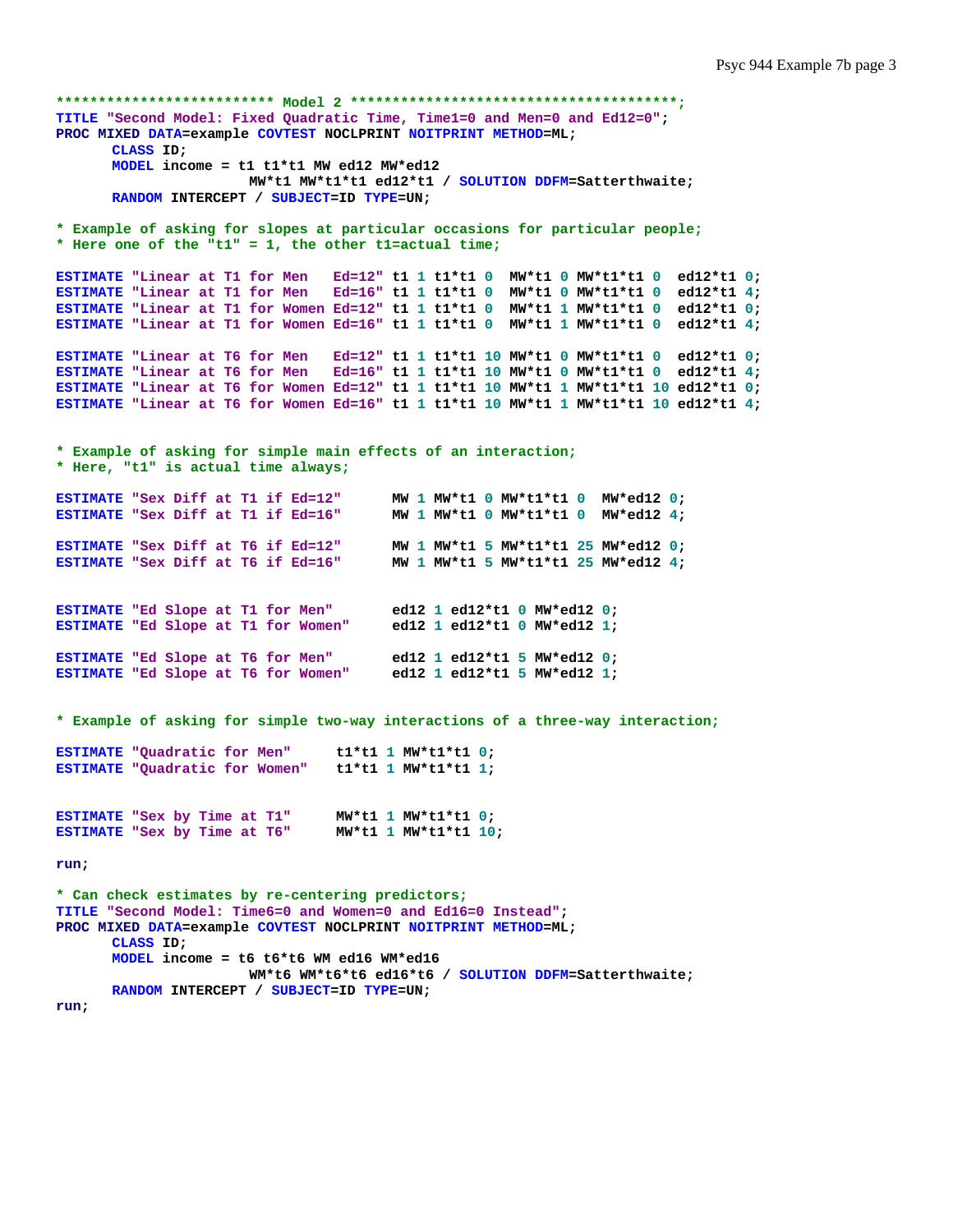```
************************* Model 2 ***************************************;
TITLE "Second Model: Fixed Quadratic Time, Time1=0 and Men=0 and Ed12=0";
PROC MIXED DATA=example COVTEST NOCLPRINT NOITPRINT METHOD=ML;
      CLASS ID;
      MODEL income = t1 t1*t1 MW ed12 MW*ed12
                     MW*t1 MW*t1*t1 ed12*t1 / SOLUTION DDFM=Satterthwaite;
      RANDOM INTERCEPT / SUBJECT=ID TYPE=UN;

* Example of asking for slopes at particular occasions for particular people;
* Here one of the "t1" = 1, the other t1=actual time;

ESTIMATE "Linear at T1 for Men   Ed=12" t1 1 t1*t1 0  MW*t1 0 MW*t1*t1 0  ed12*t1 0;
ESTIMATE "Linear at T1 for Men   Ed=16" t1 1 t1*t1 0  MW*t1 0 MW*t1*t1 0  ed12*t1 4;
ESTIMATE "Linear at T1 for Women Ed=12" t1 1 t1*t1 0  MW*t1 1 MW*t1*t1 0  ed12*t1 0;
ESTIMATE "Linear at T1 for Women Ed=16" t1 1 t1*t1 0  MW*t1 1 MW*t1*t1 0  ed12*t1 4;

ESTIMATE "Linear at T6 for Men   Ed=12" t1 1 t1*t1 10 MW*t1 0 MW*t1*t1 0  ed12*t1 0;
ESTIMATE "Linear at T6 for Men   Ed=16" t1 1 t1*t1 10 MW*t1 0 MW*t1*t1 0  ed12*t1 4;
ESTIMATE "Linear at T6 for Women Ed=12" t1 1 t1*t1 10 MW*t1 1 MW*t1*t1 10 ed12*t1 0;
ESTIMATE "Linear at T6 for Women Ed=16" t1 1 t1*t1 10 MW*t1 1 MW*t1*t1 10 ed12*t1 4;


* Example of asking for simple main effects of an interaction;
* Here, "t1" is actual time always;

ESTIMATE "Sex Diff at T1 if Ed=12"      MW 1 MW*t1 0 MW*t1*t1 0  MW*ed12 0;
ESTIMATE "Sex Diff at T1 if Ed=16"      MW 1 MW*t1 0 MW*t1*t1 0  MW*ed12 4;

ESTIMATE "Sex Diff at T6 if Ed=12"      MW 1 MW*t1 5 MW*t1*t1 25 MW*ed12 0;
ESTIMATE "Sex Diff at T6 if Ed=16"      MW 1 MW*t1 5 MW*t1*t1 25 MW*ed12 4;


ESTIMATE "Ed Slope at T1 for Men"       ed12 1 ed12*t1 0 MW*ed12 0;
ESTIMATE "Ed Slope at T1 for Women"     ed12 1 ed12*t1 0 MW*ed12 1;

ESTIMATE "Ed Slope at T6 for Men"       ed12 1 ed12*t1 5 MW*ed12 0;
ESTIMATE "Ed Slope at T6 for Women"     ed12 1 ed12*t1 5 MW*ed12 1;


* Example of asking for simple two-way interactions of a three-way interaction;

ESTIMATE "Quadratic for Men"     t1*t1 1 MW*t1*t1 0;
ESTIMATE "Quadratic for Women"   t1*t1 1 MW*t1*t1 1;


ESTIMATE "Sex by Time at T1"     MW*t1 1 MW*t1*t1 0;
ESTIMATE "Sex by Time at T6"     MW*t1 1 MW*t1*t1 10;

run;

* Can check estimates by re-centering predictors;
TITLE "Second Model: Time6=0 and Women=0 and Ed16=0 Instead";
PROC MIXED DATA=example COVTEST NOCLPRINT NOITPRINT METHOD=ML;
      CLASS ID;
      MODEL income = t6 t6*t6 WM ed16 WM*ed16
                     WM*t6 WM*t6*t6 ed16*t6 / SOLUTION DDFM=Satterthwaite;
      RANDOM INTERCEPT / SUBJECT=ID TYPE=UN;
run;
```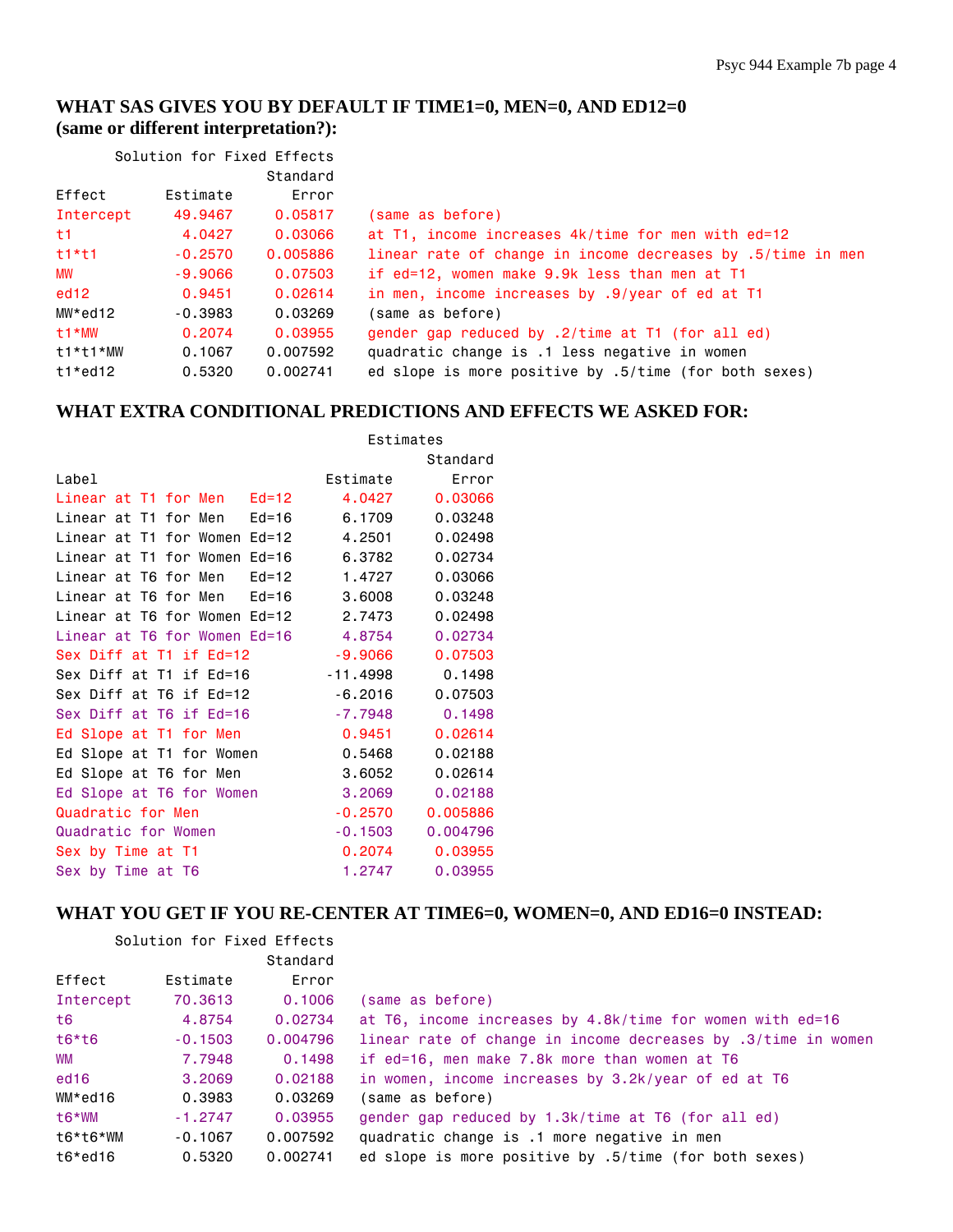## WHAT SAS GIVES YOU BY DEFAULT IF TIME1=0, MEN=0, AND ED12=0 (same or different interpretation?):

Solution for Fixed Effects

| Effect | Estimate | Standard Error | |
|---|---|---|---|
| Intercept | 49.9467 | 0.05817 | (same as before) |
| t1 | 4.0427 | 0.03066 | at T1, income increases 4k/time for men with ed=12 |
| t1*t1 | -0.2570 | 0.005886 | linear rate of change in income decreases by .5/time in men |
| MW | -9.9066 | 0.07503 | if ed=12, women make 9.9k less than men at T1 |
| ed12 | 0.9451 | 0.02614 | in men, income increases by .9/year of ed at T1 |
| MW*ed12 | -0.3983 | 0.03269 | (same as before) |
| t1*MW | 0.2074 | 0.03955 | gender gap reduced by .2/time at T1 (for all ed) |
| t1*t1*MW | 0.1067 | 0.007592 | quadratic change is .1 less negative in women |
| t1*ed12 | 0.5320 | 0.002741 | ed slope is more positive by .5/time (for both sexes) |

## WHAT EXTRA CONDITIONAL PREDICTIONS AND EFFECTS WE ASKED FOR:

Estimates

| Label | Estimate | Standard Error |
|---|---|---|
| Linear at T1 for Men Ed=12 | 4.0427 | 0.03066 |
| Linear at T1 for Men Ed=16 | 6.1709 | 0.03248 |
| Linear at T1 for Women Ed=12 | 4.2501 | 0.02498 |
| Linear at T1 for Women Ed=16 | 6.3782 | 0.02734 |
| Linear at T6 for Men Ed=12 | 1.4727 | 0.03066 |
| Linear at T6 for Men Ed=16 | 3.6008 | 0.03248 |
| Linear at T6 for Women Ed=12 | 2.7473 | 0.02498 |
| Linear at T6 for Women Ed=16 | 4.8754 | 0.02734 |
| Sex Diff at T1 if Ed=12 | -9.9066 | 0.07503 |
| Sex Diff at T1 if Ed=16 | -11.4998 | 0.1498 |
| Sex Diff at T6 if Ed=12 | -6.2016 | 0.07503 |
| Sex Diff at T6 if Ed=16 | -7.7948 | 0.1498 |
| Ed Slope at T1 for Men | 0.9451 | 0.02614 |
| Ed Slope at T1 for Women | 0.5468 | 0.02188 |
| Ed Slope at T6 for Men | 3.6052 | 0.02614 |
| Ed Slope at T6 for Women | 3.2069 | 0.02188 |
| Quadratic for Men | -0.2570 | 0.005886 |
| Quadratic for Women | -0.1503 | 0.004796 |
| Sex by Time at T1 | 0.2074 | 0.03955 |
| Sex by Time at T6 | 1.2747 | 0.03955 |

## WHAT YOU GET IF YOU RE-CENTER AT TIME6=0, WOMEN=0, AND ED16=0 INSTEAD:

Solution for Fixed Effects

| Effect | Estimate | Standard Error | |
|---|---|---|---|
| Intercept | 70.3613 | 0.1006 | (same as before) |
| t6 | 4.8754 | 0.02734 | at T6, income increases by 4.8k/time for women with ed=16 |
| t6*t6 | -0.1503 | 0.004796 | linear rate of change in income decreases by .3/time in women |
| WM | 7.7948 | 0.1498 | if ed=16, men make 7.8k more than women at T6 |
| ed16 | 3.2069 | 0.02188 | in women, income increases by 3.2k/year of ed at T6 |
| WM*ed16 | 0.3983 | 0.03269 | (same as before) |
| t6*WM | -1.2747 | 0.03955 | gender gap reduced by 1.3k/time at T6 (for all ed) |
| t6*t6*WM | -0.1067 | 0.007592 | quadratic change is .1 more negative in men |
| t6*ed16 | 0.5320 | 0.002741 | ed slope is more positive by .5/time (for both sexes) |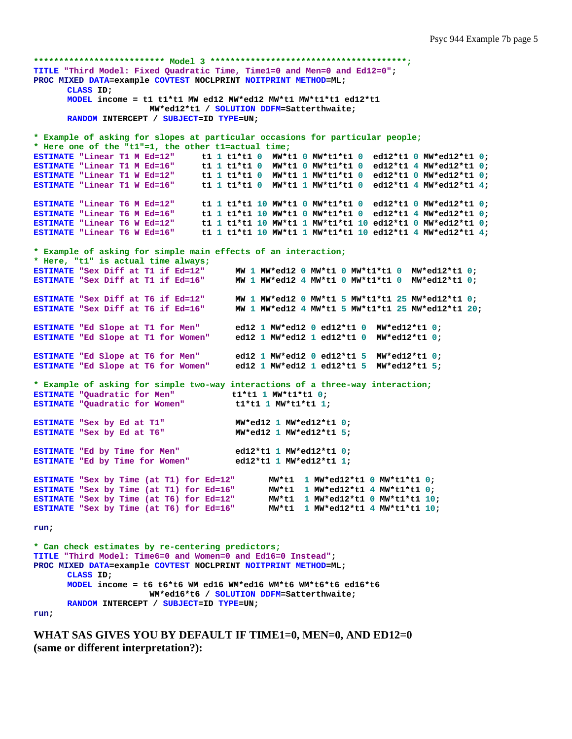```
************************* Model 3 **************************************;
TITLE "Third Model: Fixed Quadratic Time, Time1=0 and Men=0 and Ed12=0";
PROC MIXED DATA=example COVTEST NOCLPRINT NOITPRINT METHOD=ML;
      CLASS ID;
      MODEL income = t1 t1*t1 MW ed12 MW*ed12 MW*t1 MW*t1*t1 ed12*t1
                     MW*ed12*t1 / SOLUTION DDFM=Satterthwaite;
      RANDOM INTERCEPT / SUBJECT=ID TYPE=UN;

* Example of asking for slopes at particular occasions for particular people;
* Here one of the "t1"=1, the other t1=actual time;
ESTIMATE "Linear T1 M Ed=12"     t1 1 t1*t1 0  MW*t1 0 MW*t1*t1 0  ed12*t1 0 MW*ed12*t1 0;
ESTIMATE "Linear T1 M Ed=16"     t1 1 t1*t1 0  MW*t1 0 MW*t1*t1 0  ed12*t1 4 MW*ed12*t1 0;
ESTIMATE "Linear T1 W Ed=12"     t1 1 t1*t1 0  MW*t1 1 MW*t1*t1 0  ed12*t1 0 MW*ed12*t1 0;
ESTIMATE "Linear T1 W Ed=16"     t1 1 t1*t1 0  MW*t1 1 MW*t1*t1 0  ed12*t1 4 MW*ed12*t1 4;

ESTIMATE "Linear T6 M Ed=12"     t1 1 t1*t1 10 MW*t1 0 MW*t1*t1 0  ed12*t1 0 MW*ed12*t1 0;
ESTIMATE "Linear T6 M Ed=16"     t1 1 t1*t1 10 MW*t1 0 MW*t1*t1 0  ed12*t1 4 MW*ed12*t1 0;
ESTIMATE "Linear T6 W Ed=12"     t1 1 t1*t1 10 MW*t1 1 MW*t1*t1 10 ed12*t1 0 MW*ed12*t1 0;
ESTIMATE "Linear T6 W Ed=16"     t1 1 t1*t1 10 MW*t1 1 MW*t1*t1 10 ed12*t1 4 MW*ed12*t1 4;

* Example of asking for simple main effects of an interaction;
* Here, "t1" is actual time always;
ESTIMATE "Sex Diff at T1 if Ed=12"      MW 1 MW*ed12 0 MW*t1 0 MW*t1*t1 0  MW*ed12*t1 0;
ESTIMATE "Sex Diff at T1 if Ed=16"      MW 1 MW*ed12 4 MW*t1 0 MW*t1*t1 0  MW*ed12*t1 0;

ESTIMATE "Sex Diff at T6 if Ed=12"      MW 1 MW*ed12 0 MW*t1 5 MW*t1*t1 25 MW*ed12*t1 0;
ESTIMATE "Sex Diff at T6 if Ed=16"      MW 1 MW*ed12 4 MW*t1 5 MW*t1*t1 25 MW*ed12*t1 20;

ESTIMATE "Ed Slope at T1 for Men"       ed12 1 MW*ed12 0 ed12*t1 0  MW*ed12*t1 0;
ESTIMATE "Ed Slope at T1 for Women"     ed12 1 MW*ed12 1 ed12*t1 0  MW*ed12*t1 0;

ESTIMATE "Ed Slope at T6 for Men"       ed12 1 MW*ed12 0 ed12*t1 5  MW*ed12*t1 0;
ESTIMATE "Ed Slope at T6 for Women"     ed12 1 MW*ed12 1 ed12*t1 5  MW*ed12*t1 5;

* Example of asking for simple two-way interactions of a three-way interaction;
ESTIMATE "Quadratic for Men"           t1*t1 1 MW*t1*t1 0;
ESTIMATE "Quadratic for Women"          t1*t1 1 MW*t1*t1 1;

ESTIMATE "Sex by Ed at T1"              MW*ed12 1 MW*ed12*t1 0;
ESTIMATE "Sex by Ed at T6"              MW*ed12 1 MW*ed12*t1 5;

ESTIMATE "Ed by Time for Men"           ed12*t1 1 MW*ed12*t1 0;
ESTIMATE "Ed by Time for Women"         ed12*t1 1 MW*ed12*t1 1;

ESTIMATE "Sex by Time (at T1) for Ed=12"       MW*t1  1 MW*ed12*t1 0 MW*t1*t1 0;
ESTIMATE "Sex by Time (at T1) for Ed=16"       MW*t1  1 MW*ed12*t1 4 MW*t1*t1 0;
ESTIMATE "Sex by Time (at T6) for Ed=12"       MW*t1  1 MW*ed12*t1 0 MW*t1*t1 10;
ESTIMATE "Sex by Time (at T6) for Ed=16"       MW*t1  1 MW*ed12*t1 4 MW*t1*t1 10;

run;

* Can check estimates by re-centering predictors;
TITLE "Third Model: Time6=0 and Women=0 and Ed16=0 Instead";
PROC MIXED DATA=example COVTEST NOCLPRINT NOITPRINT METHOD=ML;
      CLASS ID;
      MODEL income = t6 t6*t6 WM ed16 WM*ed16 WM*t6 WM*t6*t6 ed16*t6
                     WM*ed16*t6 / SOLUTION DDFM=Satterthwaite;
      RANDOM INTERCEPT / SUBJECT=ID TYPE=UN;
run;
```

**WHAT SAS GIVES YOU BY DEFAULT IF TIME1=0, MEN=0, AND ED12=0 (same or different interpretation?):**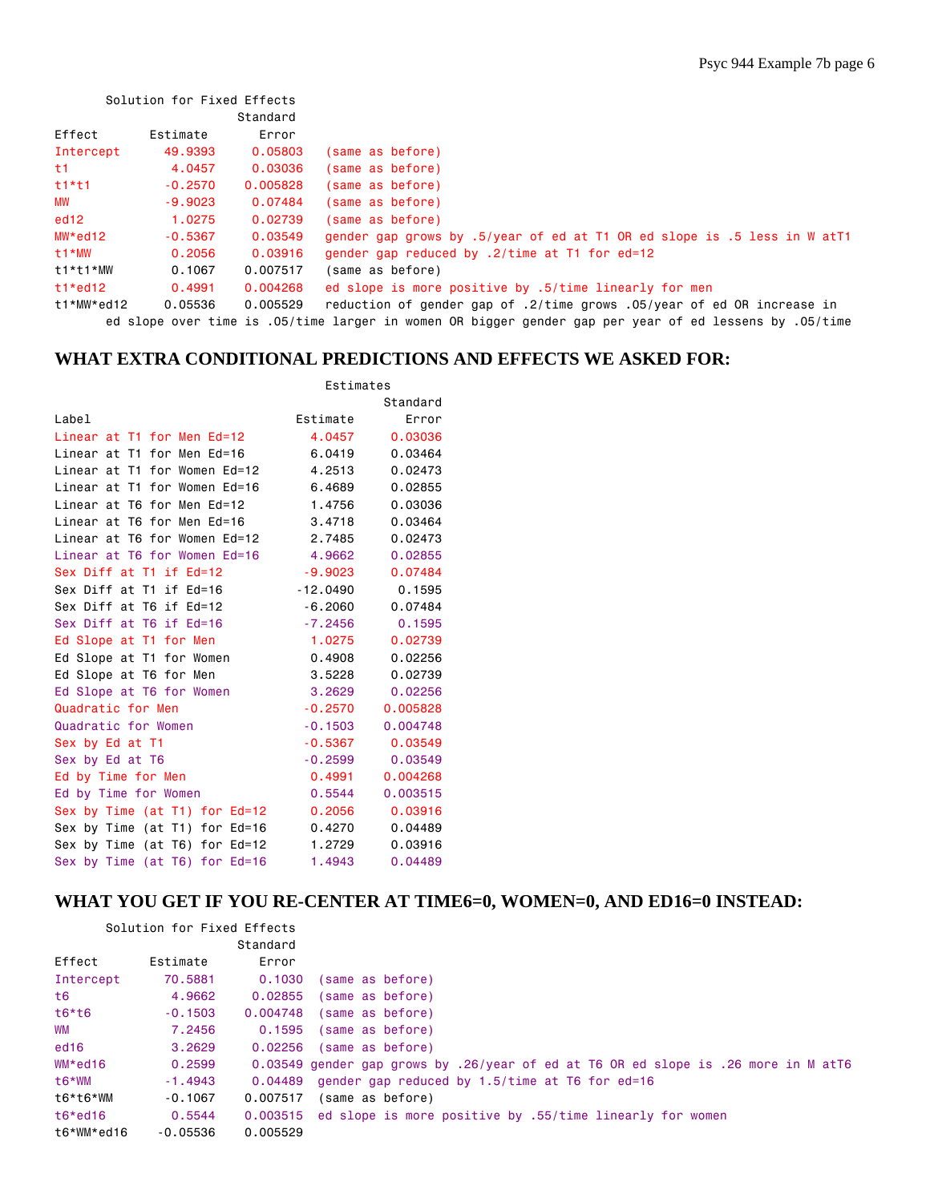Solution for Fixed Effects

| Effect | Estimate | Standard Error | |
|---|---|---|---|
| Intercept | 49.9393 | 0.05803 | (same as before) |
| t1 | 4.0457 | 0.03036 | (same as before) |
| t1*t1 | -0.2570 | 0.005828 | (same as before) |
| MW | -9.9023 | 0.07484 | (same as before) |
| ed12 | 1.0275 | 0.02739 | (same as before) |
| MW*ed12 | -0.5367 | 0.03549 | gender gap grows by .5/year of ed at T1 OR ed slope is .5 less in W atT1 |
| t1*MW | 0.2056 | 0.03916 | gender gap reduced by .2/time at T1 for ed=12 |
| t1*t1*MW | 0.1067 | 0.007517 | (same as before) |
| t1*ed12 | 0.4991 | 0.004268 | ed slope is more positive by .5/time linearly for men |
| t1*MW*ed12 | 0.05536 | 0.005529 | reduction of gender gap of .2/time grows .05/year of ed OR increase in ed slope over time is .05/time larger in women OR bigger gender gap per year of ed lessens by .05/time |

## WHAT EXTRA CONDITIONAL PREDICTIONS AND EFFECTS WE ASKED FOR:

Estimates

| Label | Estimate | Standard Error |
|---|---|---|
| Linear at T1 for Men Ed=12 | 4.0457 | 0.03036 |
| Linear at T1 for Men Ed=16 | 6.0419 | 0.03464 |
| Linear at T1 for Women Ed=12 | 4.2513 | 0.02473 |
| Linear at T1 for Women Ed=16 | 6.4689 | 0.02855 |
| Linear at T6 for Men Ed=12 | 1.4756 | 0.03036 |
| Linear at T6 for Men Ed=16 | 3.4718 | 0.03464 |
| Linear at T6 for Women Ed=12 | 2.7485 | 0.02473 |
| Linear at T6 for Women Ed=16 | 4.9662 | 0.02855 |
| Sex Diff at T1 if Ed=12 | -9.9023 | 0.07484 |
| Sex Diff at T1 if Ed=16 | -12.0490 | 0.1595 |
| Sex Diff at T6 if Ed=12 | -6.2060 | 0.07484 |
| Sex Diff at T6 if Ed=16 | -7.2456 | 0.1595 |
| Ed Slope at T1 for Men | 1.0275 | 0.02739 |
| Ed Slope at T1 for Women | 0.4908 | 0.02256 |
| Ed Slope at T6 for Men | 3.5228 | 0.02739 |
| Ed Slope at T6 for Women | 3.2629 | 0.02256 |
| Quadratic for Men | -0.2570 | 0.005828 |
| Quadratic for Women | -0.1503 | 0.004748 |
| Sex by Ed at T1 | -0.5367 | 0.03549 |
| Sex by Ed at T6 | -0.2599 | 0.03549 |
| Ed by Time for Men | 0.4991 | 0.004268 |
| Ed by Time for Women | 0.5544 | 0.003515 |
| Sex by Time (at T1) for Ed=12 | 0.2056 | 0.03916 |
| Sex by Time (at T1) for Ed=16 | 0.4270 | 0.04489 |
| Sex by Time (at T6) for Ed=12 | 1.2729 | 0.03916 |
| Sex by Time (at T6) for Ed=16 | 1.4943 | 0.04489 |

## WHAT YOU GET IF YOU RE-CENTER AT TIME6=0, WOMEN=0, AND ED16=0 INSTEAD:

Solution for Fixed Effects

| Effect | Estimate | Standard Error | |
|---|---|---|---|
| Intercept | 70.5881 | 0.1030 | (same as before) |
| t6 | 4.9662 | 0.02855 | (same as before) |
| t6*t6 | -0.1503 | 0.004748 | (same as before) |
| WM | 7.2456 | 0.1595 | (same as before) |
| ed16 | 3.2629 | 0.02256 | (same as before) |
| WM*ed16 | 0.2599 | 0.03549 | gender gap grows by .26/year of ed at T6 OR ed slope is .26 more in M atT6 |
| t6*WM | -1.4943 | 0.04489 | gender gap reduced by 1.5/time at T6 for ed=16 |
| t6*t6*WM | -0.1067 | 0.007517 | (same as before) |
| t6*ed16 | 0.5544 | 0.003515 | ed slope is more positive by .55/time linearly for women |
| t6*WM*ed16 | -0.05536 | 0.005529 | |